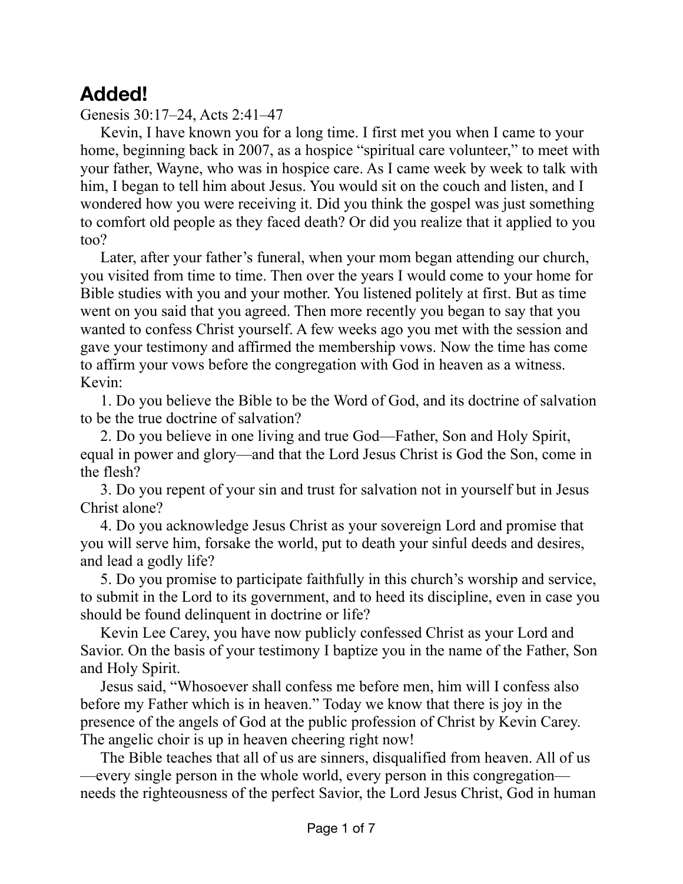# Added!

Genesis 30:17–24, Acts 2:41–47

Kevin, I have known you for a long time. I first met you when I came to your home, beginning back in 2007, as a hospice "spiritual care volunteer," to meet with your father, Wayne, who was in hospice care. As I came week by week to talk with him, I began to tell him about Jesus. You would sit on the couch and listen, and I wondered how you were receiving it. Did you think the gospel was just something to comfort old people as they faced death? Or did you realize that it applied to you too?

Later, after your father's funeral, when your mom began attending our church, you visited from time to time. Then over the years I would come to your home for Bible studies with you and your mother. You listened politely at first. But as time went on you said that you agreed. Then more recently you began to say that you wanted to confess Christ yourself. A few weeks ago you met with the session and gave your testimony and affirmed the membership vows. Now the time has come to affirm your vows before the congregation with God in heaven as a witness. Kevin:

1. Do you believe the Bible to be the Word of God, and its doctrine of salvation to be the true doctrine of salvation?
2. Do you believe in one living and true God—Father, Son and Holy Spirit, equal in power and glory—and that the Lord Jesus Christ is God the Son, come in the flesh?
3. Do you repent of your sin and trust for salvation not in yourself but in Jesus Christ alone?
4. Do you acknowledge Jesus Christ as your sovereign Lord and promise that you will serve him, forsake the world, put to death your sinful deeds and desires, and lead a godly life?
5. Do you promise to participate faithfully in this church's worship and service, to submit in the Lord to its government, and to heed its discipline, even in case you should be found delinquent in doctrine or life?

Kevin Lee Carey, you have now publicly confessed Christ as your Lord and Savior. On the basis of your testimony I baptize you in the name of the Father, Son and Holy Spirit.

Jesus said, "Whosoever shall confess me before men, him will I confess also before my Father which is in heaven." Today we know that there is joy in the presence of the angels of God at the public profession of Christ by Kevin Carey. The angelic choir is up in heaven cheering right now!

The Bible teaches that all of us are sinners, disqualified from heaven. All of us—every single person in the whole world, every person in this congregation—needs the righteousness of the perfect Savior, the Lord Jesus Christ, God in human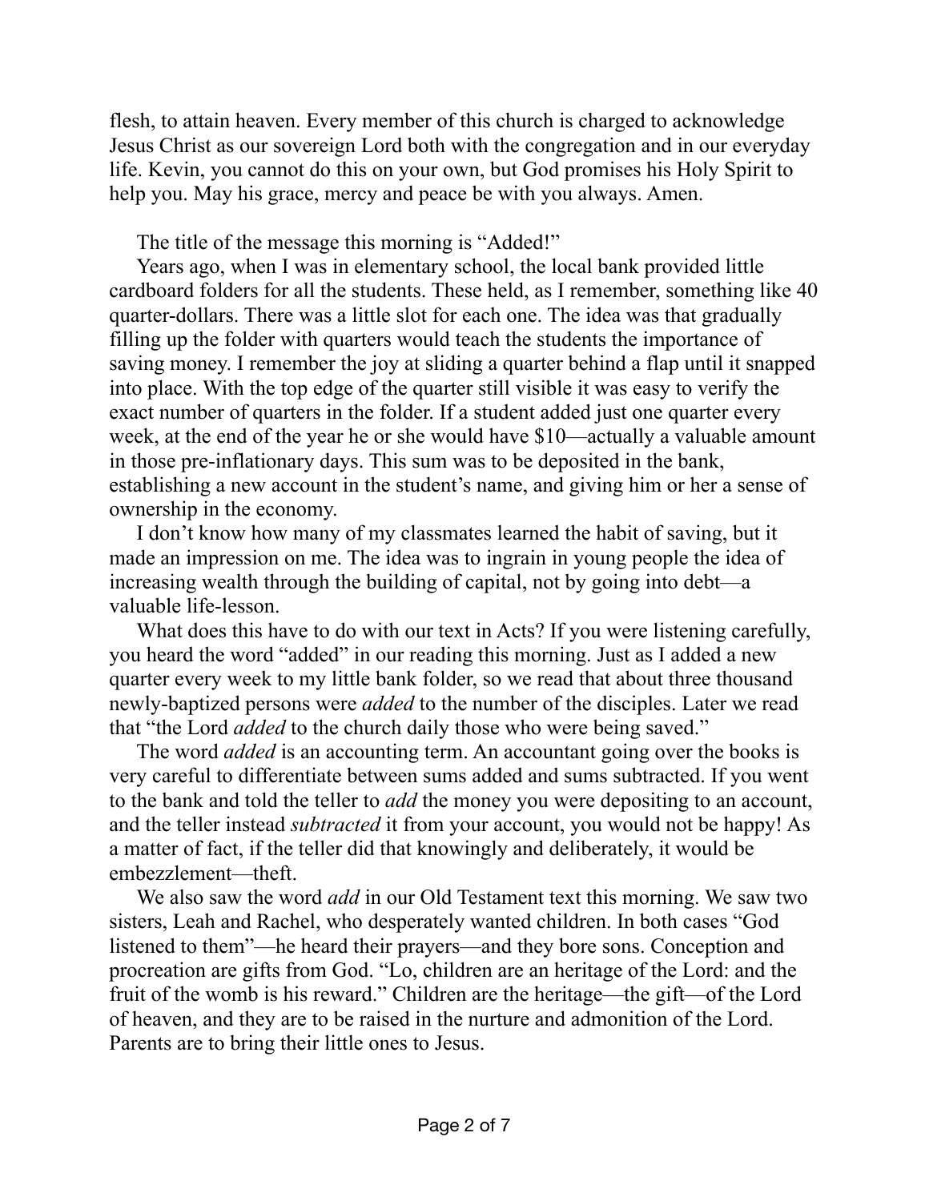flesh, to attain heaven. Every member of this church is charged to acknowledge Jesus Christ as our sovereign Lord both with the congregation and in our everyday life. Kevin, you cannot do this on your own, but God promises his Holy Spirit to help you. May his grace, mercy and peace be with you always. Amen.

The title of the message this morning is "Added!"

Years ago, when I was in elementary school, the local bank provided little cardboard folders for all the students. These held, as I remember, something like 40 quarter-dollars. There was a little slot for each one. The idea was that gradually filling up the folder with quarters would teach the students the importance of saving money. I remember the joy at sliding a quarter behind a flap until it snapped into place. With the top edge of the quarter still visible it was easy to verify the exact number of quarters in the folder. If a student added just one quarter every week, at the end of the year he or she would have $10—actually a valuable amount in those pre-inflationary days. This sum was to be deposited in the bank, establishing a new account in the student's name, and giving him or her a sense of ownership in the economy.

I don't know how many of my classmates learned the habit of saving, but it made an impression on me. The idea was to ingrain in young people the idea of increasing wealth through the building of capital, not by going into debt—a valuable life-lesson.

What does this have to do with our text in Acts? If you were listening carefully, you heard the word "added" in our reading this morning. Just as I added a new quarter every week to my little bank folder, so we read that about three thousand newly-baptized persons were *added* to the number of the disciples. Later we read that "the Lord *added* to the church daily those who were being saved."

The word *added* is an accounting term. An accountant going over the books is very careful to differentiate between sums added and sums subtracted. If you went to the bank and told the teller to *add* the money you were depositing to an account, and the teller instead *subtracted* it from your account, you would not be happy! As a matter of fact, if the teller did that knowingly and deliberately, it would be embezzlement—theft.

We also saw the word *add* in our Old Testament text this morning. We saw two sisters, Leah and Rachel, who desperately wanted children. In both cases "God listened to them"—he heard their prayers—and they bore sons. Conception and procreation are gifts from God. "Lo, children are an heritage of the Lord: and the fruit of the womb is his reward." Children are the heritage—the gift—of the Lord of heaven, and they are to be raised in the nurture and admonition of the Lord. Parents are to bring their little ones to Jesus.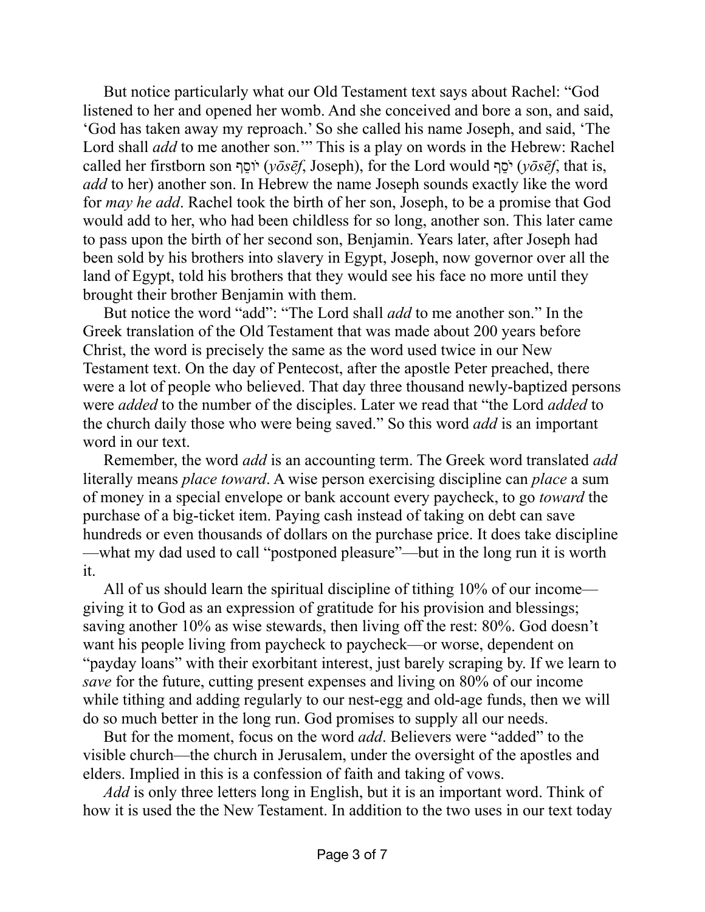But notice particularly what our Old Testament text says about Rachel: "God listened to her and opened her womb. And she conceived and bore a son, and said, 'God has taken away my reproach.' So she called his name Joseph, and said, 'The Lord shall *add* to me another son.'" This is a play on words in the Hebrew: Rachel called her firstborn son יוֹסֵף (*yōsēf*, Joseph), for the Lord would יֹסֵף (*yōsēf*, that is, *add* to her) another son. In Hebrew the name Joseph sounds exactly like the word for *may he add*. Rachel took the birth of her son, Joseph, to be a promise that God would add to her, who had been childless for so long, another son. This later came to pass upon the birth of her second son, Benjamin. Years later, after Joseph had been sold by his brothers into slavery in Egypt, Joseph, now governor over all the land of Egypt, told his brothers that they would see his face no more until they brought their brother Benjamin with them.

But notice the word "add": "The Lord shall *add* to me another son." In the Greek translation of the Old Testament that was made about 200 years before Christ, the word is precisely the same as the word used twice in our New Testament text. On the day of Pentecost, after the apostle Peter preached, there were a lot of people who believed. That day three thousand newly-baptized persons were *added* to the number of the disciples. Later we read that "the Lord *added* to the church daily those who were being saved." So this word *add* is an important word in our text.

Remember, the word *add* is an accounting term. The Greek word translated *add* literally means *place toward*. A wise person exercising discipline can *place* a sum of money in a special envelope or bank account every paycheck, to go *toward* the purchase of a big-ticket item. Paying cash instead of taking on debt can save hundreds or even thousands of dollars on the purchase price. It does take discipline—what my dad used to call "postponed pleasure"—but in the long run it is worth it.

All of us should learn the spiritual discipline of tithing 10% of our income—giving it to God as an expression of gratitude for his provision and blessings; saving another 10% as wise stewards, then living off the rest: 80%. God doesn't want his people living from paycheck to paycheck—or worse, dependent on "payday loans" with their exorbitant interest, just barely scraping by. If we learn to *save* for the future, cutting present expenses and living on 80% of our income while tithing and adding regularly to our nest-egg and old-age funds, then we will do so much better in the long run. God promises to supply all our needs.

But for the moment, focus on the word *add*. Believers were "added" to the visible church—the church in Jerusalem, under the oversight of the apostles and elders. Implied in this is a confession of faith and taking of vows.

*Add* is only three letters long in English, but it is an important word. Think of how it is used the the New Testament. In addition to the two uses in our text today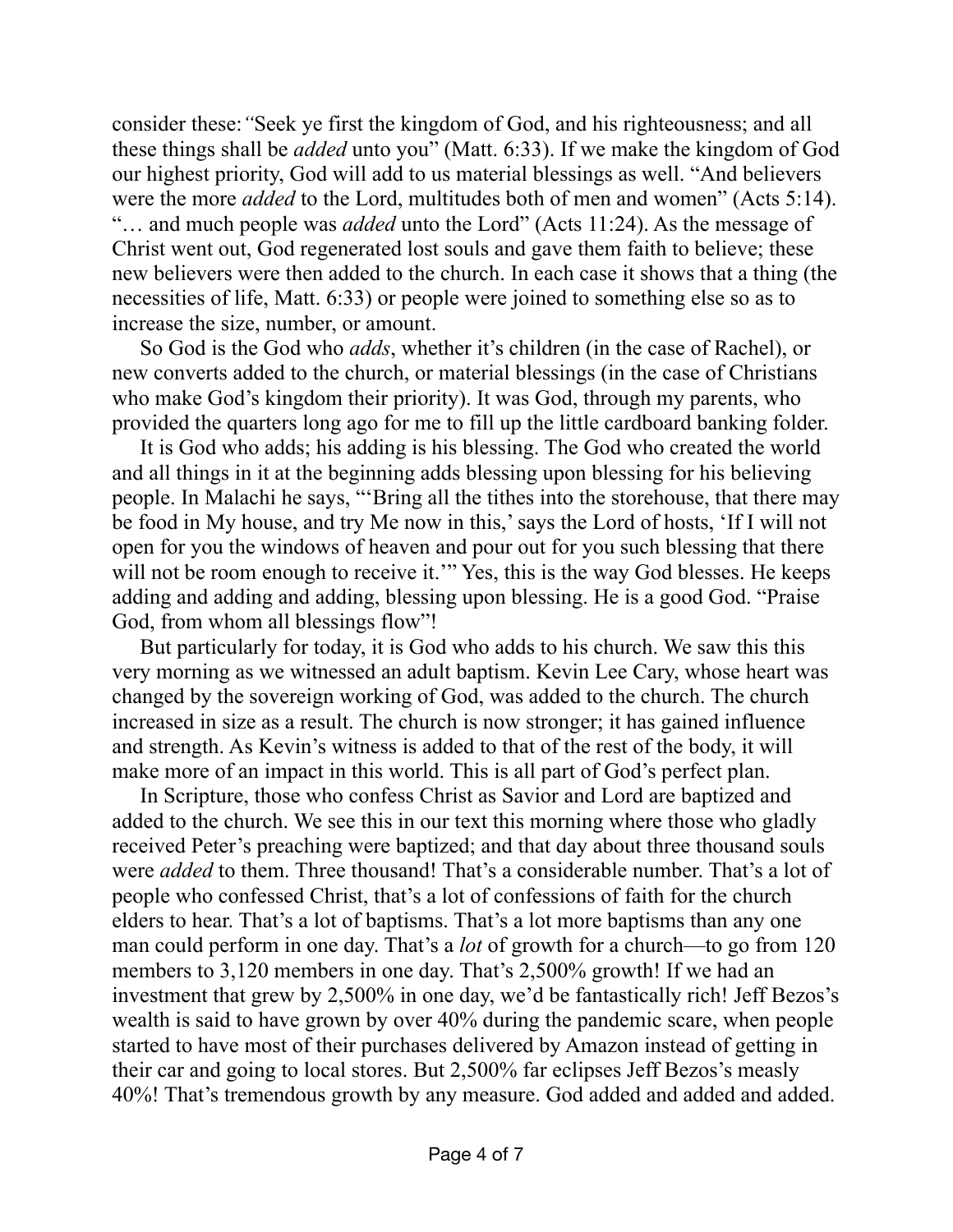consider these: *"*Seek ye first the kingdom of God, and his righteousness; and all these things shall be *added* unto you" (Matt. 6:33). If we make the kingdom of God our highest priority, God will add to us material blessings as well. "And believers were the more *added* to the Lord, multitudes both of men and women" (Acts 5:14). "… and much people was *added* unto the Lord" (Acts 11:24). As the message of Christ went out, God regenerated lost souls and gave them faith to believe; these new believers were then added to the church. In each case it shows that a thing (the necessities of life, Matt. 6:33) or people were joined to something else so as to increase the size, number, or amount.

So God is the God who *adds*, whether it's children (in the case of Rachel), or new converts added to the church, or material blessings (in the case of Christians who make God's kingdom their priority). It was God, through my parents, who provided the quarters long ago for me to fill up the little cardboard banking folder.

It is God who adds; his adding is his blessing. The God who created the world and all things in it at the beginning adds blessing upon blessing for his believing people. In Malachi he says, "'Bring all the tithes into the storehouse, that there may be food in My house, and try Me now in this,' says the Lord of hosts, 'If I will not open for you the windows of heaven and pour out for you such blessing that there will not be room enough to receive it.'" Yes, this is the way God blesses. He keeps adding and adding and adding, blessing upon blessing. He is a good God. "Praise God, from whom all blessings flow"!

But particularly for today, it is God who adds to his church. We saw this this very morning as we witnessed an adult baptism. Kevin Lee Cary, whose heart was changed by the sovereign working of God, was added to the church. The church increased in size as a result. The church is now stronger; it has gained influence and strength. As Kevin's witness is added to that of the rest of the body, it will make more of an impact in this world. This is all part of God's perfect plan.

In Scripture, those who confess Christ as Savior and Lord are baptized and added to the church. We see this in our text this morning where those who gladly received Peter's preaching were baptized; and that day about three thousand souls were *added* to them. Three thousand! That's a considerable number. That's a lot of people who confessed Christ, that's a lot of confessions of faith for the church elders to hear. That's a lot of baptisms. That's a lot more baptisms than any one man could perform in one day. That's a *lot* of growth for a church—to go from 120 members to 3,120 members in one day. That's 2,500% growth! If we had an investment that grew by 2,500% in one day, we'd be fantastically rich! Jeff Bezos's wealth is said to have grown by over 40% during the pandemic scare, when people started to have most of their purchases delivered by Amazon instead of getting in their car and going to local stores. But 2,500% far eclipses Jeff Bezos's measly 40%! That's tremendous growth by any measure. God added and added and added.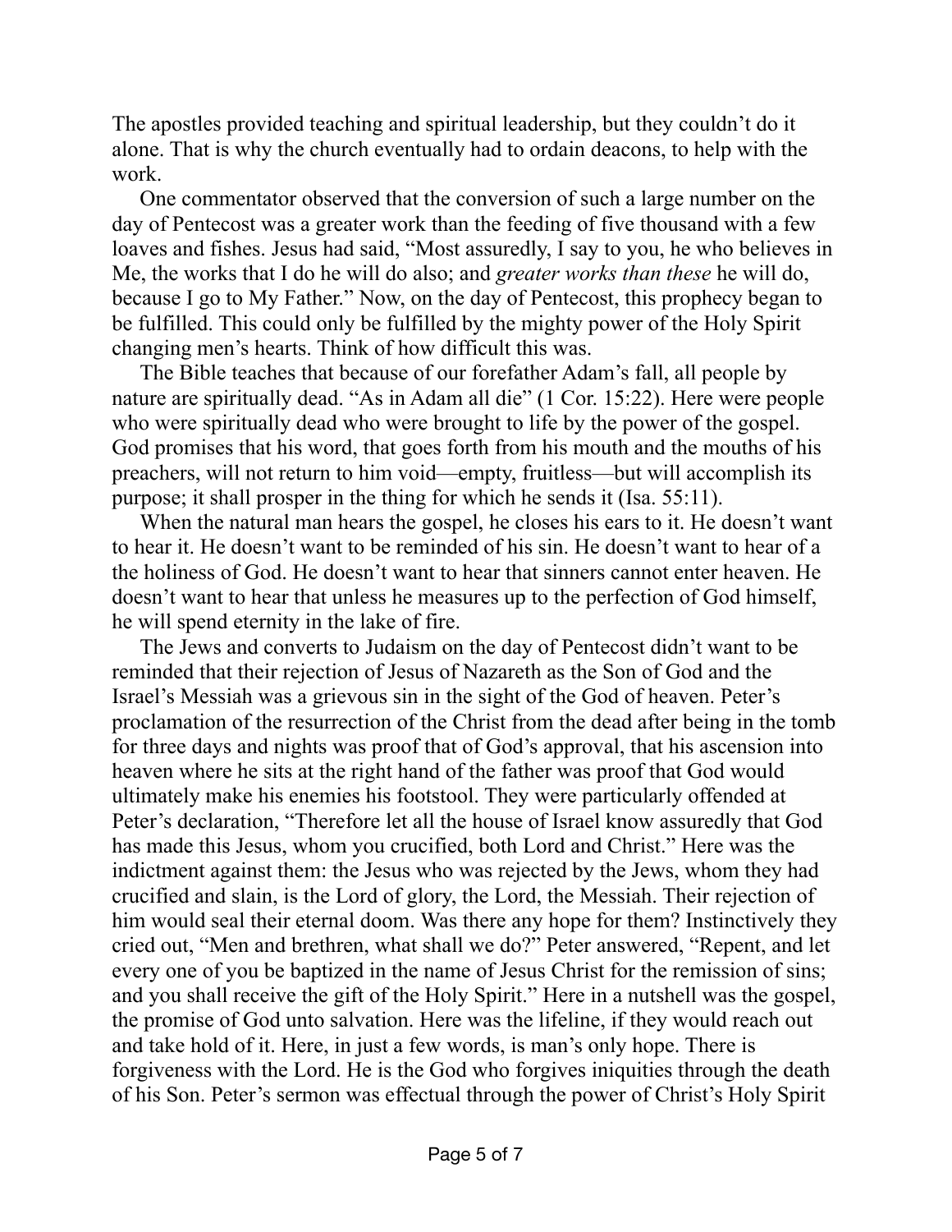The apostles provided teaching and spiritual leadership, but they couldn't do it alone. That is why the church eventually had to ordain deacons, to help with the work.

One commentator observed that the conversion of such a large number on the day of Pentecost was a greater work than the feeding of five thousand with a few loaves and fishes. Jesus had said, "Most assuredly, I say to you, he who believes in Me, the works that I do he will do also; and *greater works than these* he will do, because I go to My Father." Now, on the day of Pentecost, this prophecy began to be fulfilled. This could only be fulfilled by the mighty power of the Holy Spirit changing men's hearts. Think of how difficult this was.

The Bible teaches that because of our forefather Adam's fall, all people by nature are spiritually dead. "As in Adam all die" (1 Cor. 15:22). Here were people who were spiritually dead who were brought to life by the power of the gospel. God promises that his word, that goes forth from his mouth and the mouths of his preachers, will not return to him void—empty, fruitless—but will accomplish its purpose; it shall prosper in the thing for which he sends it (Isa. 55:11).

When the natural man hears the gospel, he closes his ears to it. He doesn't want to hear it. He doesn't want to be reminded of his sin. He doesn't want to hear of a the holiness of God. He doesn't want to hear that sinners cannot enter heaven. He doesn't want to hear that unless he measures up to the perfection of God himself, he will spend eternity in the lake of fire.

The Jews and converts to Judaism on the day of Pentecost didn't want to be reminded that their rejection of Jesus of Nazareth as the Son of God and the Israel's Messiah was a grievous sin in the sight of the God of heaven. Peter's proclamation of the resurrection of the Christ from the dead after being in the tomb for three days and nights was proof that of God's approval, that his ascension into heaven where he sits at the right hand of the father was proof that God would ultimately make his enemies his footstool. They were particularly offended at Peter's declaration, "Therefore let all the house of Israel know assuredly that God has made this Jesus, whom you crucified, both Lord and Christ." Here was the indictment against them: the Jesus who was rejected by the Jews, whom they had crucified and slain, is the Lord of glory, the Lord, the Messiah. Their rejection of him would seal their eternal doom. Was there any hope for them? Instinctively they cried out, "Men and brethren, what shall we do?" Peter answered, "Repent, and let every one of you be baptized in the name of Jesus Christ for the remission of sins; and you shall receive the gift of the Holy Spirit." Here in a nutshell was the gospel, the promise of God unto salvation. Here was the lifeline, if they would reach out and take hold of it. Here, in just a few words, is man's only hope. There is forgiveness with the Lord. He is the God who forgives iniquities through the death of his Son. Peter's sermon was effectual through the power of Christ's Holy Spirit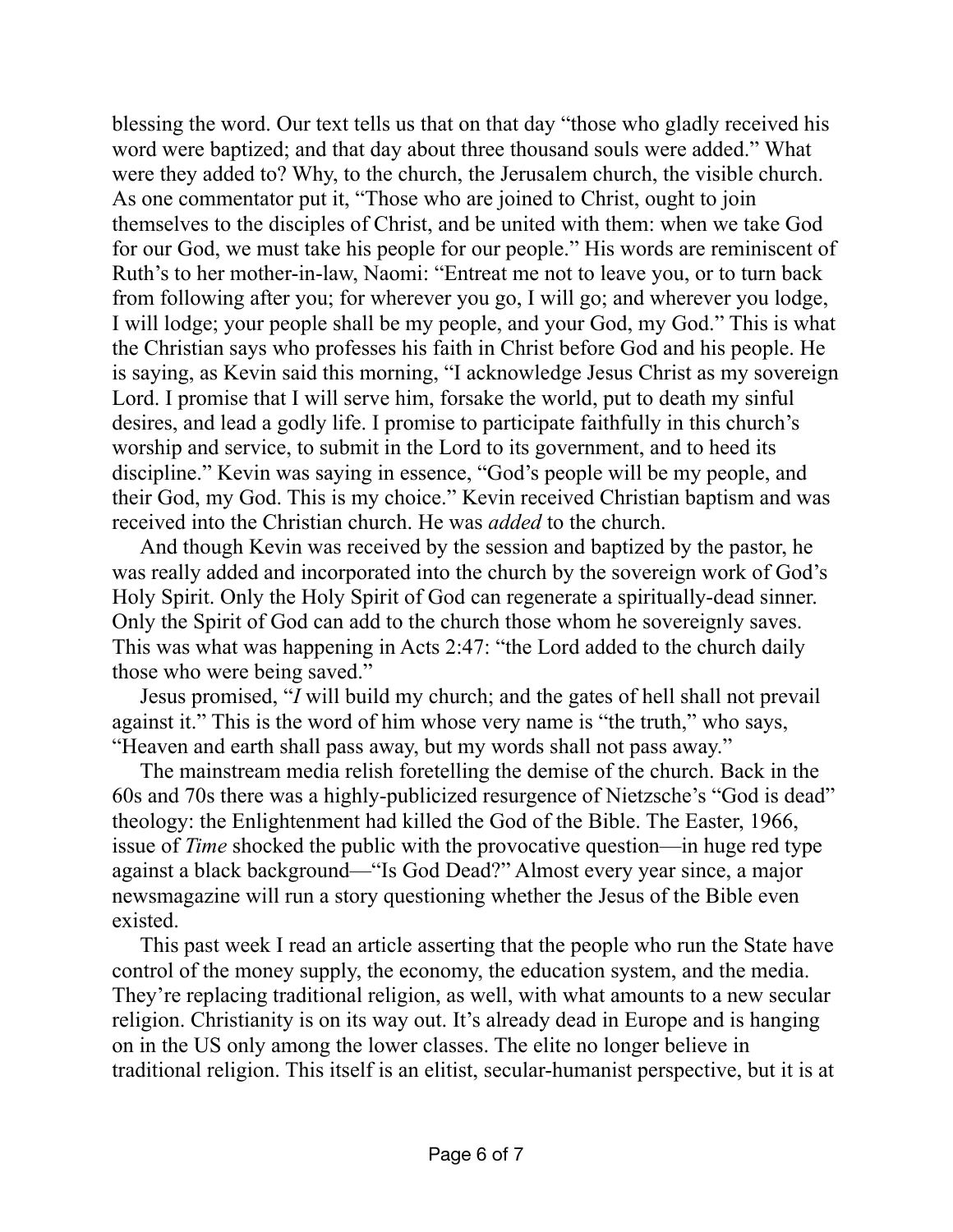blessing the word. Our text tells us that on that day "those who gladly received his word were baptized; and that day about three thousand souls were added." What were they added to? Why, to the church, the Jerusalem church, the visible church. As one commentator put it, "Those who are joined to Christ, ought to join themselves to the disciples of Christ, and be united with them: when we take God for our God, we must take his people for our people." His words are reminiscent of Ruth's to her mother-in-law, Naomi: "Entreat me not to leave you, or to turn back from following after you; for wherever you go, I will go; and wherever you lodge, I will lodge; your people shall be my people, and your God, my God." This is what the Christian says who professes his faith in Christ before God and his people. He is saying, as Kevin said this morning, "I acknowledge Jesus Christ as my sovereign Lord. I promise that I will serve him, forsake the world, put to death my sinful desires, and lead a godly life. I promise to participate faithfully in this church's worship and service, to submit in the Lord to its government, and to heed its discipline." Kevin was saying in essence, "God's people will be my people, and their God, my God. This is my choice." Kevin received Christian baptism and was received into the Christian church. He was *added* to the church.

And though Kevin was received by the session and baptized by the pastor, he was really added and incorporated into the church by the sovereign work of God's Holy Spirit. Only the Holy Spirit of God can regenerate a spiritually-dead sinner. Only the Spirit of God can add to the church those whom he sovereignly saves. This was what was happening in Acts 2:47: "the Lord added to the church daily those who were being saved."

Jesus promised, "*I* will build my church; and the gates of hell shall not prevail against it." This is the word of him whose very name is "the truth," who says, "Heaven and earth shall pass away, but my words shall not pass away."

The mainstream media relish foretelling the demise of the church. Back in the 60s and 70s there was a highly-publicized resurgence of Nietzsche's "God is dead" theology: the Enlightenment had killed the God of the Bible. The Easter, 1966, issue of *Time* shocked the public with the provocative question—in huge red type against a black background—"Is God Dead?" Almost every year since, a major newsmagazine will run a story questioning whether the Jesus of the Bible even existed.

This past week I read an article asserting that the people who run the State have control of the money supply, the economy, the education system, and the media. They're replacing traditional religion, as well, with what amounts to a new secular religion. Christianity is on its way out. It's already dead in Europe and is hanging on in the US only among the lower classes. The elite no longer believe in traditional religion. This itself is an elitist, secular-humanist perspective, but it is at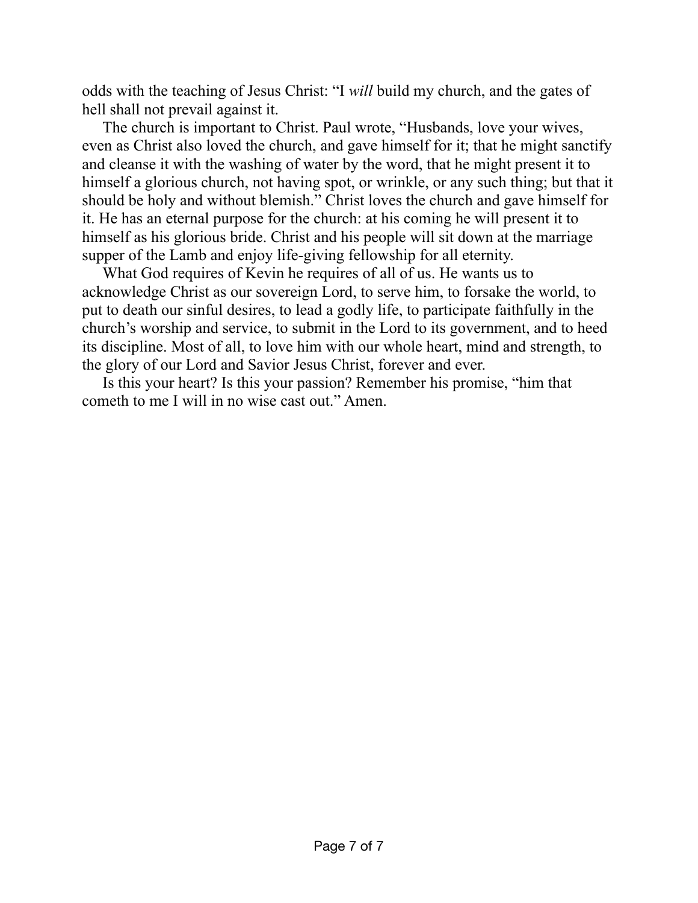odds with the teaching of Jesus Christ: "I *will* build my church, and the gates of hell shall not prevail against it.

The church is important to Christ. Paul wrote, "Husbands, love your wives, even as Christ also loved the church, and gave himself for it; that he might sanctify and cleanse it with the washing of water by the word, that he might present it to himself a glorious church, not having spot, or wrinkle, or any such thing; but that it should be holy and without blemish." Christ loves the church and gave himself for it. He has an eternal purpose for the church: at his coming he will present it to himself as his glorious bride. Christ and his people will sit down at the marriage supper of the Lamb and enjoy life-giving fellowship for all eternity.

What God requires of Kevin he requires of all of us. He wants us to acknowledge Christ as our sovereign Lord, to serve him, to forsake the world, to put to death our sinful desires, to lead a godly life, to participate faithfully in the church's worship and service, to submit in the Lord to its government, and to heed its discipline. Most of all, to love him with our whole heart, mind and strength, to the glory of our Lord and Savior Jesus Christ, forever and ever.

Is this your heart? Is this your passion? Remember his promise, "him that cometh to me I will in no wise cast out." Amen.